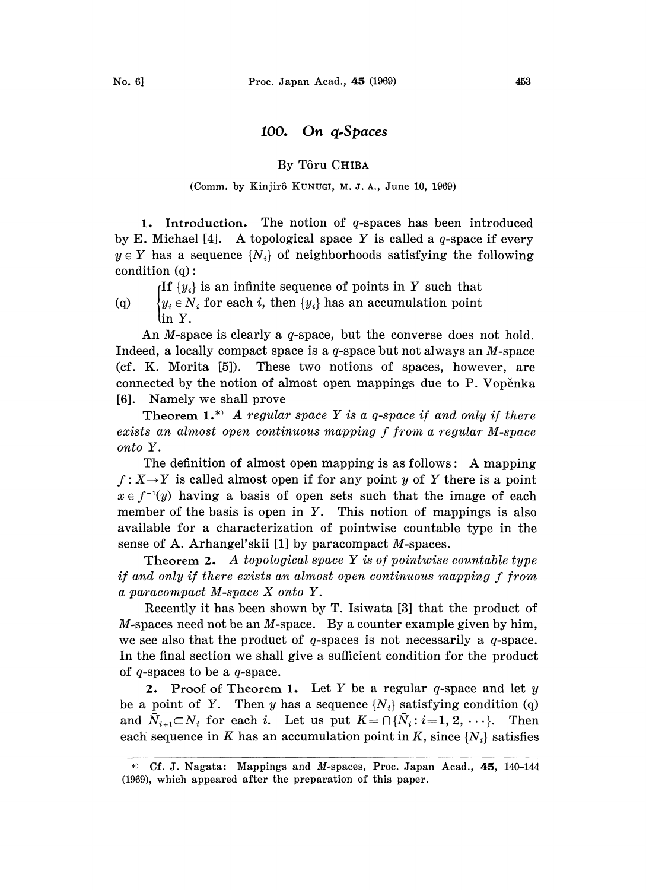# 100. On q-Spaces

By Tôru CHIBA

(Comm. by Kinjirô KUNUGI, M. J. A., June 10, 1969)

**1. Introduction.** The notion of $q$-spaces has been introduced by E. Michael [4]. A topological space $Y$ is called a $q$-space if every $y \in Y$ has a sequence $\{N_i\}$ of neighborhoods satisfying the following condition (q):

$$\text{(q)} \quad \begin{cases} \text{If } \{y_i\} \text{ is an infinite sequence of points in } Y \text{ such that} \\ y_i \in N_i \text{ for each } i, \text{ then } \{y_i\} \text{ has an accumulation point} \\ \text{in } Y. \end{cases}$$

An $M$-space is clearly a $q$-space, but the converse does not hold. Indeed, a locally compact space is a $q$-space but not always an $M$-space (cf. K. Morita [5]). These two notions of spaces, however, are connected by the notion of almost open mappings due to P. Vopěnka [6]. Namely we shall prove

**Theorem 1.**[*] *A regular space $Y$ is a $q$-space if and only if there exists an almost open continuous mapping $f$ from a regular $M$-space onto $Y$.*

The definition of almost open mapping is as follows: A mapping $f: X \to Y$ is called almost open if for any point $y$ of $Y$ there is a point $x \in f^{-1}(y)$ having a basis of open sets such that the image of each member of the basis is open in $Y$. This notion of mappings is also available for a characterization of pointwise countable type in the sense of A. Arhangel'skii [1] by paracompact $M$-spaces.

**Theorem 2.** *A topological space $Y$ is of pointwise countable type if and only if there exists an almost open continuous mapping $f$ from a paracompact $M$-space $X$ onto $Y$.*

Recently it has been shown by T. Isiwata [3] that the product of $M$-spaces need not be an $M$-space. By a counter example given by him, we see also that the product of $q$-spaces is not necessarily a $q$-space. In the final section we shall give a sufficient condition for the product of $q$-spaces to be a $q$-space.

**2. Proof of Theorem 1.** Let $Y$ be a regular $q$-space and let $y$ be a point of $Y$. Then $y$ has a sequence $\{N_i\}$ satisfying condition (q) and $\bar{N}_{i+1} \subset N_i$ for each $i$. Let us put $K = \cap\{\bar{N}_i : i = 1, 2, \cdots\}$. Then each sequence in $K$ has an accumulation point in $K$, since $\{N_i\}$ satisfies

---

[*] Cf. J. Nagata: Mappings and $M$-spaces, Proc. Japan Acad., **45**, 140–144 (1969), which appeared after the preparation of this paper.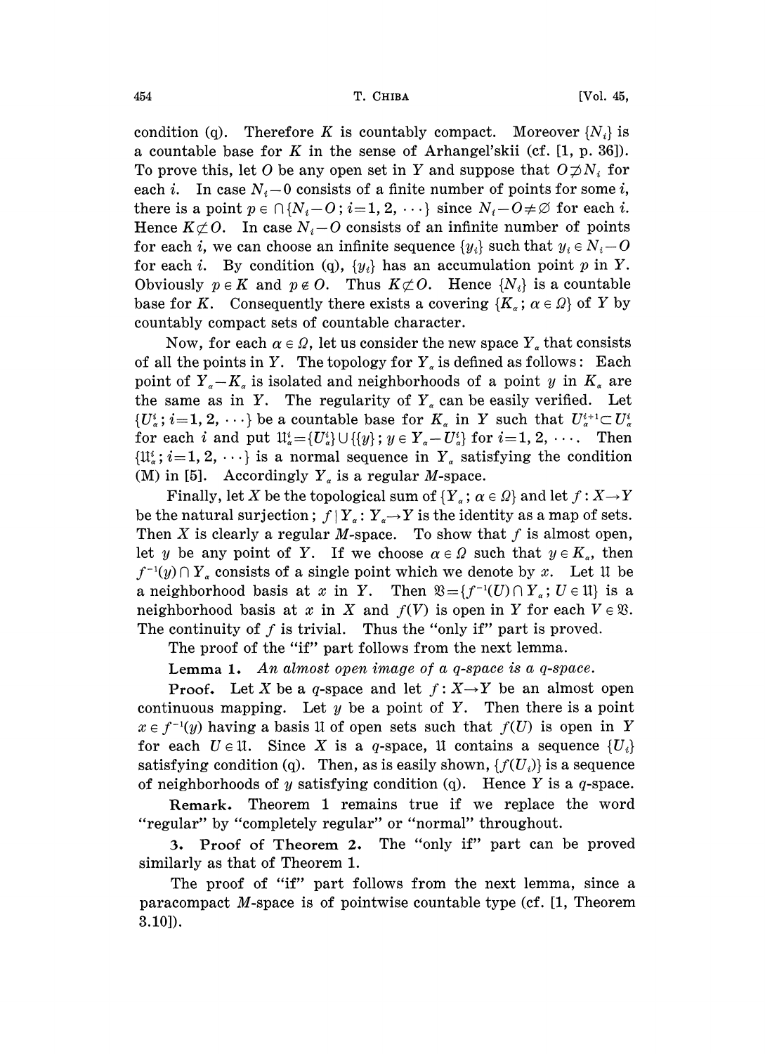condition (q). Therefore $K$ is countably compact. Moreover $\{N_i\}$ is a countable base for $K$ in the sense of Arhangel'skii (cf. [1, p. 36]). To prove this, let $O$ be any open set in $Y$ and suppose that $O \not\supset N_i$ for each $i$. In case $N_i - 0$ consists of a finite number of points for some $i$, there is a point $p \in \cap\{N_i - O; i=1, 2, \cdots\}$ since $N_i - O \neq \emptyset$ for each $i$. Hence $K \not\subset O$. In case $N_i - O$ consists of an infinite number of points for each $i$, we can choose an infinite sequence $\{y_i\}$ such that $y_i \in N_i - O$ for each $i$. By condition (q), $\{y_i\}$ has an accumulation point $p$ in $Y$. Obviously $p \in K$ and $p \notin O$. Thus $K \not\subset O$. Hence $\{N_i\}$ is a countable base for $K$. Consequently there exists a covering $\{K_\alpha; \alpha \in \Omega\}$ of $Y$ by countably compact sets of countable character.

Now, for each $\alpha \in \Omega$, let us consider the new space $Y_\alpha$ that consists of all the points in $Y$. The topology for $Y_\alpha$ is defined as follows: Each point of $Y_\alpha - K_\alpha$ is isolated and neighborhoods of a point $y$ in $K_\alpha$ are the same as in $Y$. The regularity of $Y_\alpha$ can be easily verified. Let $\{U_\alpha^i; i=1, 2, \cdots\}$ be a countable base for $K_\alpha$ in $Y$ such that $U_\alpha^{i+1} \subset U_\alpha^i$ for each $i$ and put $\mathfrak{U}_\alpha^i = \{U_\alpha^i\} \cup \{\{y\}; y \in Y_\alpha - U_\alpha^i\}$ for $i=1, 2, \cdots$. Then $\{\mathfrak{U}_\alpha^i; i=1, 2, \cdots\}$ is a normal sequence in $Y_\alpha$ satisfying the condition (M) in [5]. Accordingly $Y_\alpha$ is a regular $M$-space.

Finally, let $X$ be the topological sum of $\{Y_\alpha; \alpha \in \Omega\}$ and let $f: X \to Y$ be the natural surjection; $f \mid Y_\alpha: Y_\alpha \to Y$ is the identity as a map of sets. Then $X$ is clearly a regular $M$-space. To show that $f$ is almost open, let $y$ be any point of $Y$. If we choose $\alpha \in \Omega$ such that $y \in K_\alpha$, then $f^{-1}(y) \cap Y_\alpha$ consists of a single point which we denote by $x$. Let $\mathfrak{U}$ be a neighborhood basis at $x$ in $Y$. Then $\mathfrak{B} = \{f^{-1}(U) \cap Y_\alpha; U \in \mathfrak{U}\}$ is a neighborhood basis at $x$ in $X$ and $f(V)$ is open in $Y$ for each $V \in \mathfrak{B}$. The continuity of $f$ is trivial. Thus the "only if" part is proved.

The proof of the "if" part follows from the next lemma.

**Lemma 1.** *An almost open image of a q-space is a q-space.*

**Proof.** Let $X$ be a $q$-space and let $f: X \to Y$ be an almost open continuous mapping. Let $y$ be a point of $Y$. Then there is a point $x \in f^{-1}(y)$ having a basis $\mathfrak{U}$ of open sets such that $f(U)$ is open in $Y$ for each $U \in \mathfrak{U}$. Since $X$ is a $q$-space, $\mathfrak{U}$ contains a sequence $\{U_i\}$ satisfying condition (q). Then, as is easily shown, $\{f(U_i)\}$ is a sequence of neighborhoods of $y$ satisfying condition (q). Hence $Y$ is a $q$-space.

**Remark.** Theorem 1 remains true if we replace the word "regular" by "completely regular" or "normal" throughout.

## 3. Proof of Theorem 2.

The "only if" part can be proved similarly as that of Theorem 1.

The proof of "if" part follows from the next lemma, since a paracompact $M$-space is of pointwise countable type (cf. [1, Theorem 3.10]).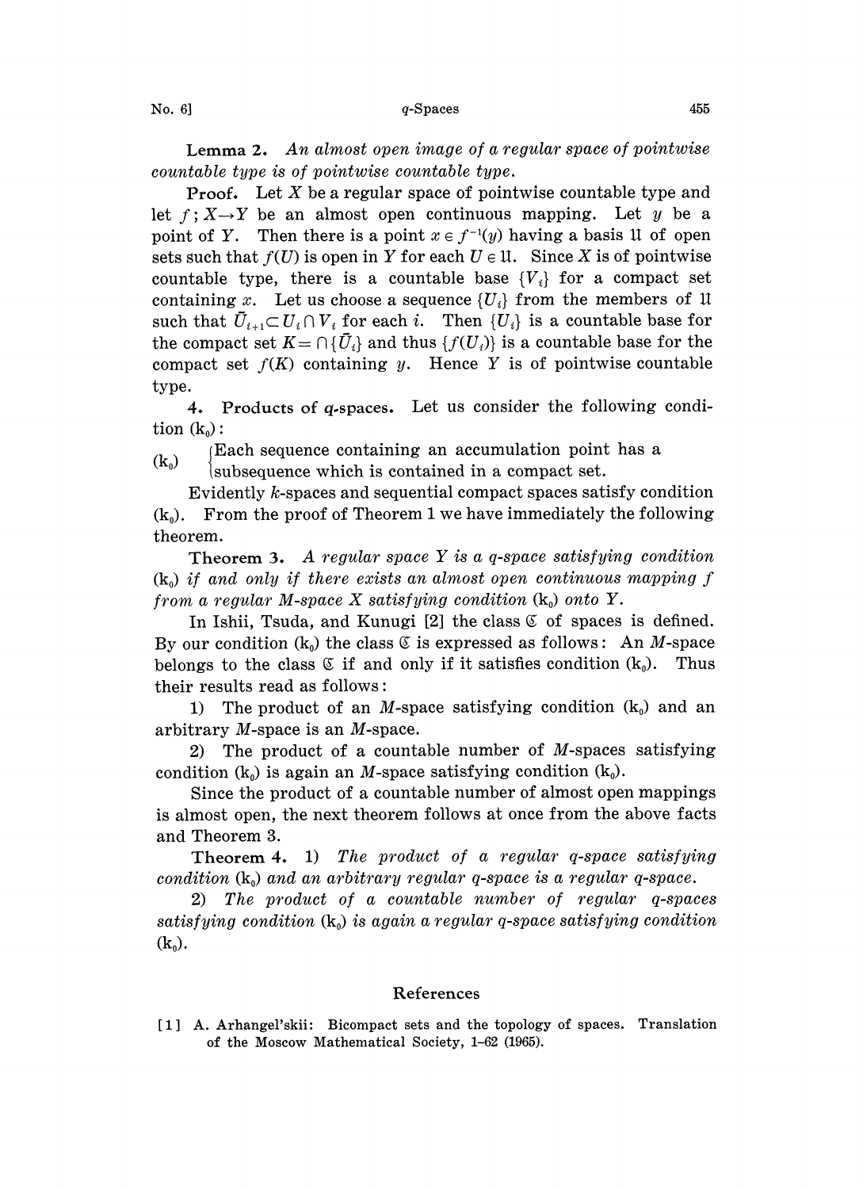**Lemma 2.** *An almost open image of a regular space of pointwise countable type is of pointwise countable type.*

**Proof.** Let $X$ be a regular space of pointwise countable type and let $f; X \to Y$ be an almost open continuous mapping. Let $y$ be a point of $Y$. Then there is a point $x \in f^{-1}(y)$ having a basis $\mathfrak{U}$ of open sets such that $f(U)$ is open in $Y$ for each $U \in \mathfrak{U}$. Since $X$ is of pointwise countable type, there is a countable base $\{V_i\}$ for a compact set containing $x$. Let us choose a sequence $\{U_i\}$ from the members of $\mathfrak{U}$ such that $\bar{U}_{i+1} \subset U_i \cap V_i$ for each $i$. Then $\{U_i\}$ is a countable base for the compact set $K = \cap \{\bar{U}_i\}$ and thus $\{f(U_i)\}$ is a countable base for the compact set $f(K)$ containing $y$. Hence $Y$ is of pointwise countable type.

**4. Products of $q$-spaces.** Let us consider the following condition $(\mathrm{k}_0)$:

$(\mathrm{k}_0)$ Each sequence containing an accumulation point has a subsequence which is contained in a compact set.

Evidently $k$-spaces and sequential compact spaces satisfy condition $(\mathrm{k}_0)$. From the proof of Theorem 1 we have immediately the following theorem.

**Theorem 3.** *A regular space $Y$ is a $q$-space satisfying condition $(\mathrm{k}_0)$ if and only if there exists an almost open continuous mapping $f$ from a regular $M$-space $X$ satisfying condition $(\mathrm{k}_0)$ onto $Y$.*

In Ishii, Tsuda, and Kunugi [2] the class $\mathfrak{C}$ of spaces is defined. By our condition $(\mathrm{k}_0)$ the class $\mathfrak{C}$ is expressed as follows: An $M$-space belongs to the class $\mathfrak{C}$ if and only if it satisfies condition $(\mathrm{k}_0)$. Thus their results read as follows:

1) The product of an $M$-space satisfying condition $(\mathrm{k}_0)$ and an arbitrary $M$-space is an $M$-space.

2) The product of a countable number of $M$-spaces satisfying condition $(\mathrm{k}_0)$ is again an $M$-space satisfying condition $(\mathrm{k}_0)$.

Since the product of a countable number of almost open mappings is almost open, the next theorem follows at once from the above facts and Theorem 3.

**Theorem 4.** 1) *The product of a regular $q$-space satisfying condition $(\mathrm{k}_0)$ and an arbitrary regular $q$-space is a regular $q$-space.*

2) *The product of a countable number of regular $q$-spaces satisfying condition $(\mathrm{k}_0)$ is again a regular $q$-space satisfying condition $(\mathrm{k}_0)$.*

## References

[1] A. Arhangel'skii: Bicompact sets and the topology of spaces. Translation of the Moscow Mathematical Society, 1–62 (1965).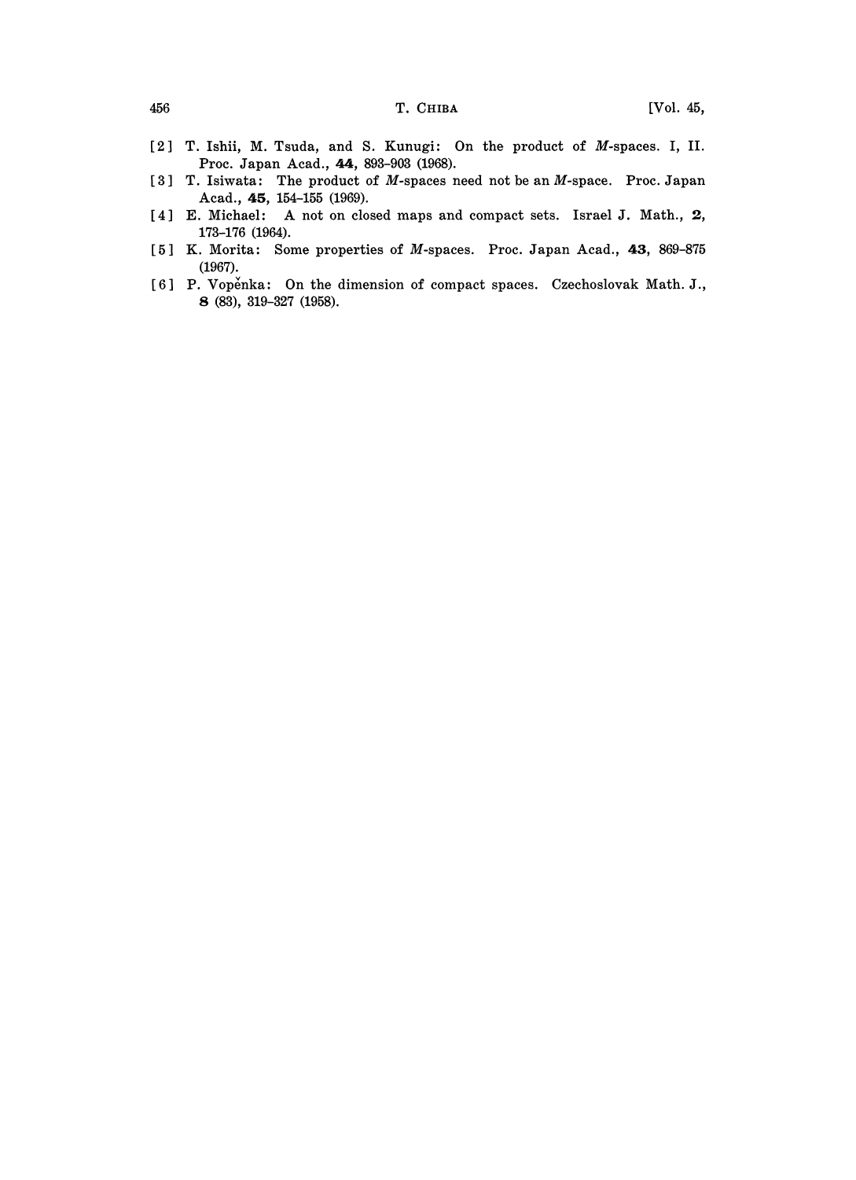[2] T. Ishii, M. Tsuda, and S. Kunugi: On the product of *M*-spaces. I, II. Proc. Japan Acad., **44**, 893–903 (1968).

[3] T. Isiwata: The product of *M*-spaces need not be an *M*-space. Proc. Japan Acad., **45**, 154–155 (1969).

[4] E. Michael: A not on closed maps and compact sets. Israel J. Math., **2**, 173–176 (1964).

[5] K. Morita: Some properties of *M*-spaces. Proc. Japan Acad., **43**, 869–875 (1967).

[6] P. Vopěnka: On the dimension of compact spaces. Czechoslovak Math. J., **8** (83), 319–327 (1958).